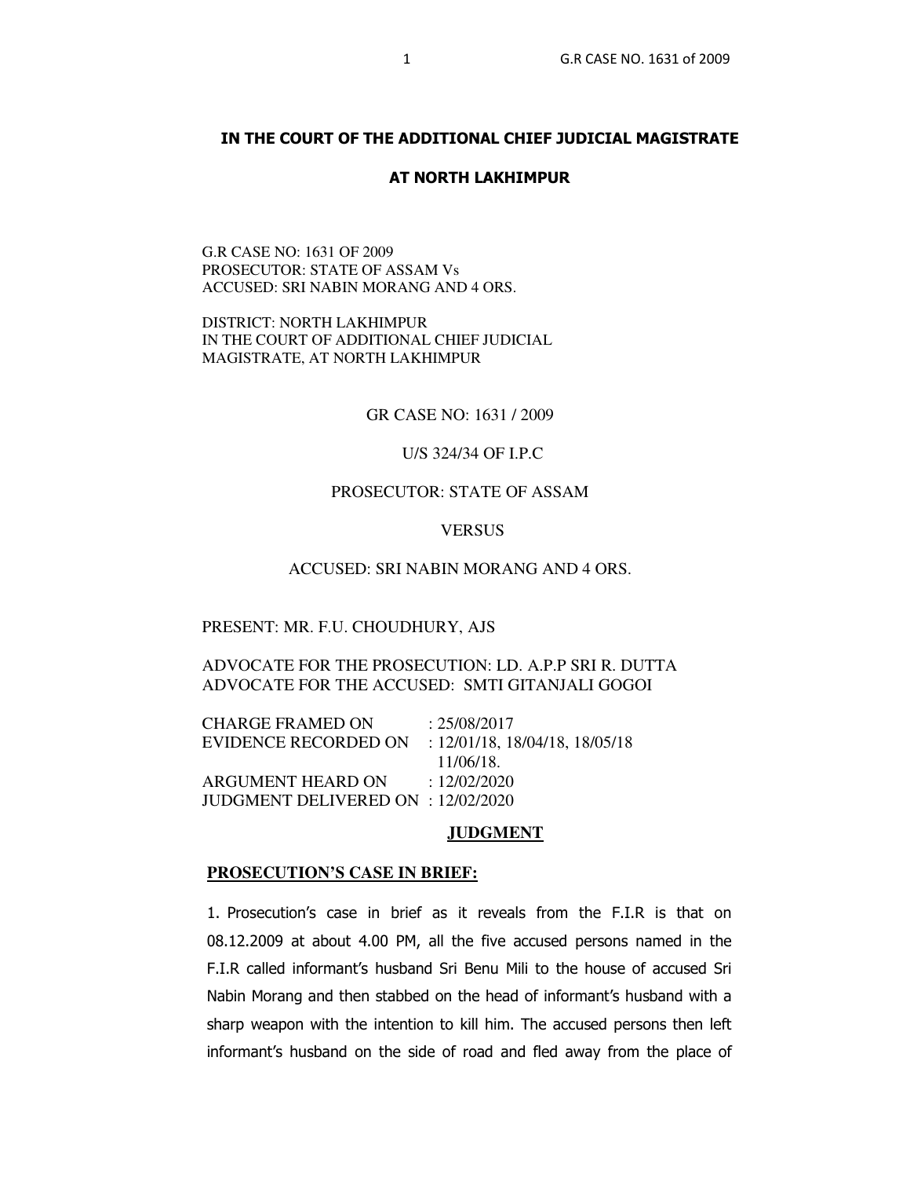## IN THE COURT OF THE ADDITIONAL CHIEF JUDICIAL MAGISTRATE

## AT NORTH LAKHIMPUR

G.R CASE NO: 1631 OF 2009
PROSECUTOR: STATE OF ASSAM Vs
ACCUSED: SRI NABIN MORANG AND 4 ORS.

DISTRICT: NORTH LAKHIMPUR
IN THE COURT OF ADDITIONAL CHIEF JUDICIAL MAGISTRATE, AT NORTH LAKHIMPUR

GR CASE NO: 1631 / 2009

U/S 324/34 OF I.P.C

PROSECUTOR: STATE OF ASSAM

VERSUS

ACCUSED: SRI NABIN MORANG AND 4 ORS.

PRESENT: MR. F.U. CHOUDHURY, AJS

ADVOCATE FOR THE PROSECUTION: LD. A.P.P SRI R. DUTTA
ADVOCATE FOR THE ACCUSED: SMTI GITANJALI GOGOI

CHARGE FRAMED ON : 25/08/2017
EVIDENCE RECORDED ON : 12/01/18, 18/04/18, 18/05/18, 11/06/18.
ARGUMENT HEARD ON : 12/02/2020
JUDGMENT DELIVERED ON : 12/02/2020

## JUDGMENT

### PROSECUTION'S CASE IN BRIEF:

1. Prosecution's case in brief as it reveals from the F.I.R is that on 08.12.2009 at about 4.00 PM, all the five accused persons named in the F.I.R called informant's husband Sri Benu Mili to the house of accused Sri Nabin Morang and then stabbed on the head of informant's husband with a sharp weapon with the intention to kill him. The accused persons then left informant's husband on the side of road and fled away from the place of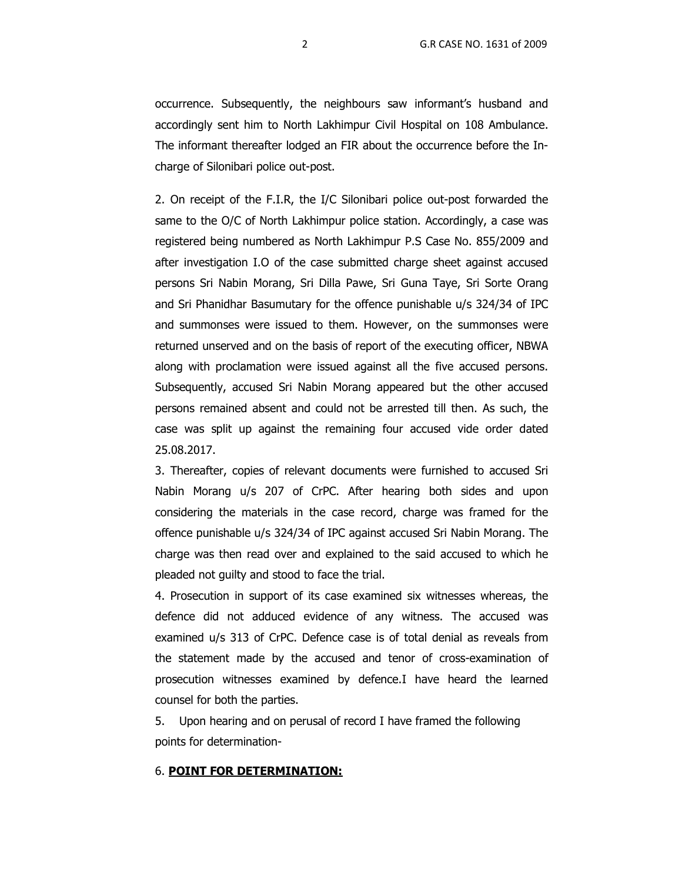occurrence. Subsequently, the neighbours saw informant's husband and accordingly sent him to North Lakhimpur Civil Hospital on 108 Ambulance. The informant thereafter lodged an FIR about the occurrence before the In-charge of Silonibari police out-post.

2. On receipt of the F.I.R, the I/C Silonibari police out-post forwarded the same to the O/C of North Lakhimpur police station. Accordingly, a case was registered being numbered as North Lakhimpur P.S Case No. 855/2009 and after investigation I.O of the case submitted charge sheet against accused persons Sri Nabin Morang, Sri Dilla Pawe, Sri Guna Taye, Sri Sorte Orang and Sri Phanidhar Basumutary for the offence punishable u/s 324/34 of IPC and summonses were issued to them. However, on the summonses were returned unserved and on the basis of report of the executing officer, NBWA along with proclamation were issued against all the five accused persons. Subsequently, accused Sri Nabin Morang appeared but the other accused persons remained absent and could not be arrested till then. As such, the case was split up against the remaining four accused vide order dated 25.08.2017.

3. Thereafter, copies of relevant documents were furnished to accused Sri Nabin Morang u/s 207 of CrPC. After hearing both sides and upon considering the materials in the case record, charge was framed for the offence punishable u/s 324/34 of IPC against accused Sri Nabin Morang. The charge was then read over and explained to the said accused to which he pleaded not guilty and stood to face the trial.

4. Prosecution in support of its case examined six witnesses whereas, the defence did not adduced evidence of any witness. The accused was examined u/s 313 of CrPC. Defence case is of total denial as reveals from the statement made by the accused and tenor of cross-examination of prosecution witnesses examined by defence.I have heard the learned counsel for both the parties.

5. Upon hearing and on perusal of record I have framed the following points for determination-

6. **POINT FOR DETERMINATION:**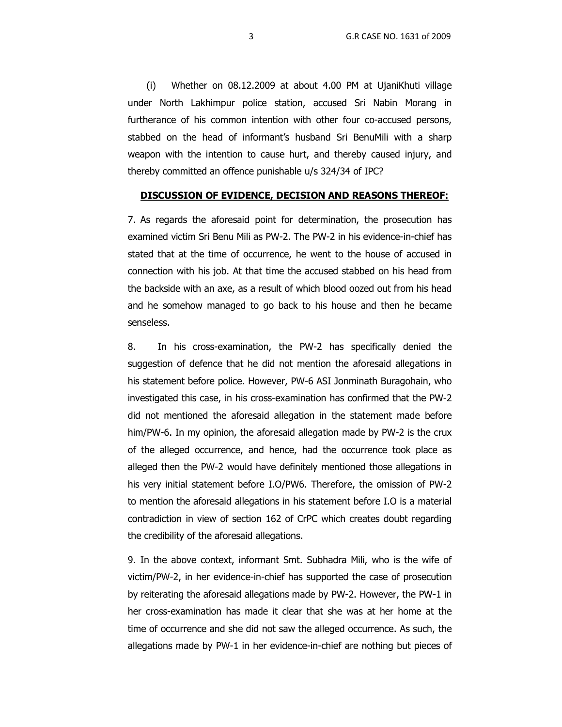(i) Whether on 08.12.2009 at about 4.00 PM at UjaniKhuti village under North Lakhimpur police station, accused Sri Nabin Morang in furtherance of his common intention with other four co-accused persons, stabbed on the head of informant's husband Sri BenuMili with a sharp weapon with the intention to cause hurt, and thereby caused injury, and thereby committed an offence punishable u/s 324/34 of IPC?

**DISCUSSION OF EVIDENCE, DECISION AND REASONS THEREOF:**

7. As regards the aforesaid point for determination, the prosecution has examined victim Sri Benu Mili as PW-2. The PW-2 in his evidence-in-chief has stated that at the time of occurrence, he went to the house of accused in connection with his job. At that time the accused stabbed on his head from the backside with an axe, as a result of which blood oozed out from his head and he somehow managed to go back to his house and then he became senseless.

8. In his cross-examination, the PW-2 has specifically denied the suggestion of defence that he did not mention the aforesaid allegations in his statement before police. However, PW-6 ASI Jonminath Buragohain, who investigated this case, in his cross-examination has confirmed that the PW-2 did not mentioned the aforesaid allegation in the statement made before him/PW-6. In my opinion, the aforesaid allegation made by PW-2 is the crux of the alleged occurrence, and hence, had the occurrence took place as alleged then the PW-2 would have definitely mentioned those allegations in his very initial statement before I.O/PW6. Therefore, the omission of PW-2 to mention the aforesaid allegations in his statement before I.O is a material contradiction in view of section 162 of CrPC which creates doubt regarding the credibility of the aforesaid allegations.

9. In the above context, informant Smt. Subhadra Mili, who is the wife of victim/PW-2, in her evidence-in-chief has supported the case of prosecution by reiterating the aforesaid allegations made by PW-2. However, the PW-1 in her cross-examination has made it clear that she was at her home at the time of occurrence and she did not saw the alleged occurrence. As such, the allegations made by PW-1 in her evidence-in-chief are nothing but pieces of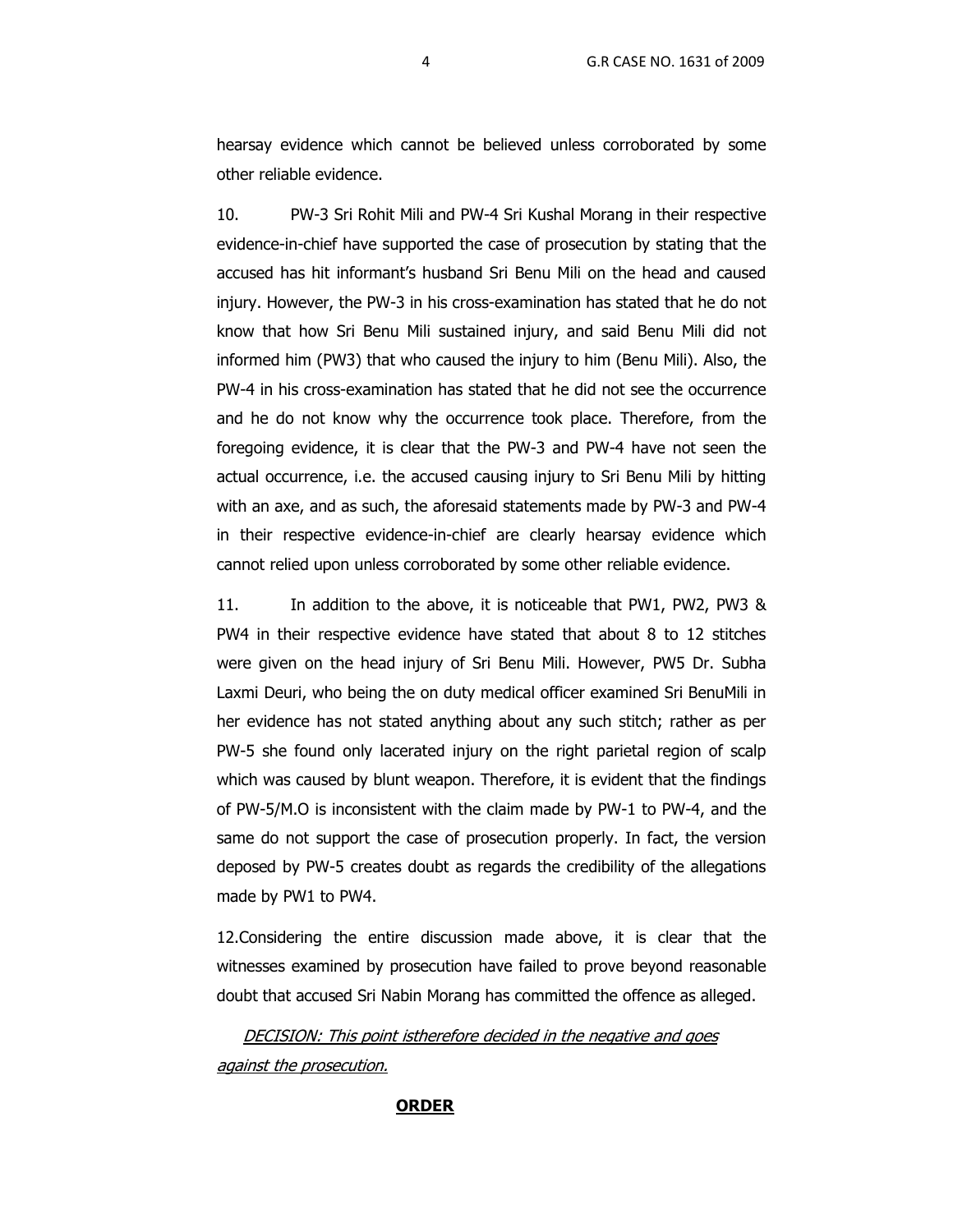hearsay evidence which cannot be believed unless corroborated by some other reliable evidence.

10. PW-3 Sri Rohit Mili and PW-4 Sri Kushal Morang in their respective evidence-in-chief have supported the case of prosecution by stating that the accused has hit informant's husband Sri Benu Mili on the head and caused injury. However, the PW-3 in his cross-examination has stated that he do not know that how Sri Benu Mili sustained injury, and said Benu Mili did not informed him (PW3) that who caused the injury to him (Benu Mili). Also, the PW-4 in his cross-examination has stated that he did not see the occurrence and he do not know why the occurrence took place. Therefore, from the foregoing evidence, it is clear that the PW-3 and PW-4 have not seen the actual occurrence, i.e. the accused causing injury to Sri Benu Mili by hitting with an axe, and as such, the aforesaid statements made by PW-3 and PW-4 in their respective evidence-in-chief are clearly hearsay evidence which cannot relied upon unless corroborated by some other reliable evidence.

11. In addition to the above, it is noticeable that PW1, PW2, PW3 & PW4 in their respective evidence have stated that about 8 to 12 stitches were given on the head injury of Sri Benu Mili. However, PW5 Dr. Subha Laxmi Deuri, who being the on duty medical officer examined Sri BenuMili in her evidence has not stated anything about any such stitch; rather as per PW-5 she found only lacerated injury on the right parietal region of scalp which was caused by blunt weapon. Therefore, it is evident that the findings of PW-5/M.O is inconsistent with the claim made by PW-1 to PW-4, and the same do not support the case of prosecution properly. In fact, the version deposed by PW-5 creates doubt as regards the credibility of the allegations made by PW1 to PW4.

12.Considering the entire discussion made above, it is clear that the witnesses examined by prosecution have failed to prove beyond reasonable doubt that accused Sri Nabin Morang has committed the offence as alleged.

*DECISION: This point istherefore decided in the negative and goes against the prosecution.*

**ORDER**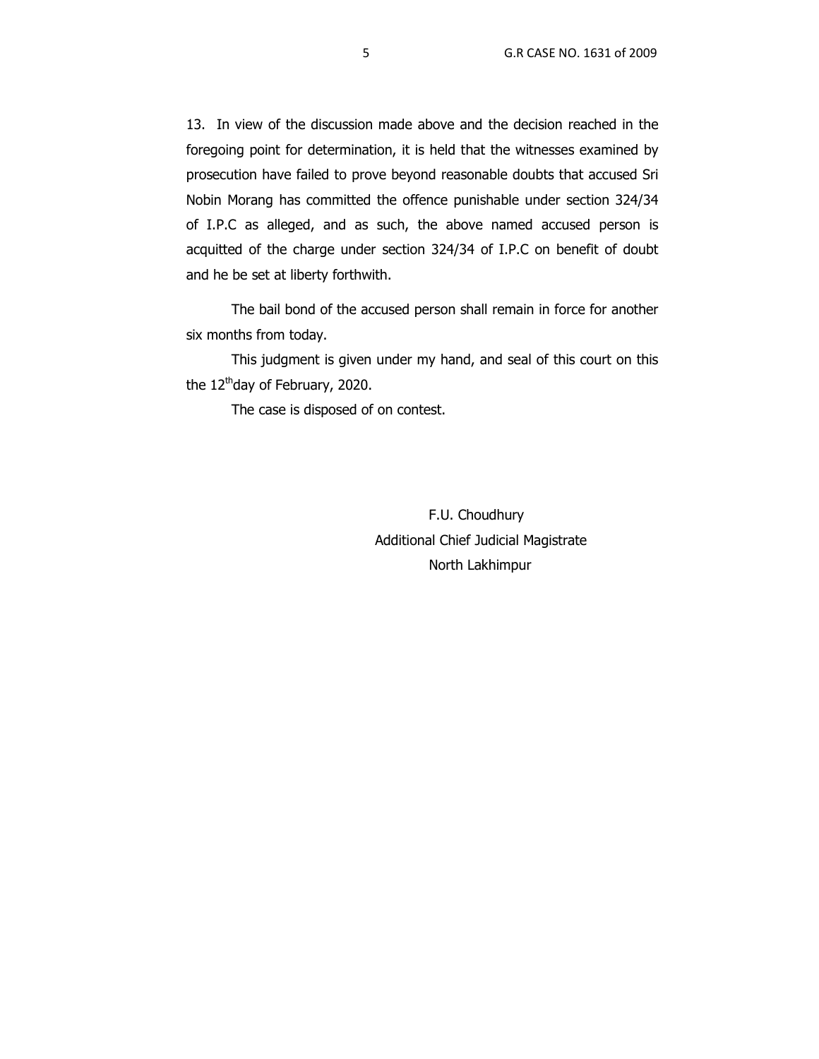13. In view of the discussion made above and the decision reached in the foregoing point for determination, it is held that the witnesses examined by prosecution have failed to prove beyond reasonable doubts that accused Sri Nobin Morang has committed the offence punishable under section 324/34 of I.P.C as alleged, and as such, the above named accused person is acquitted of the charge under section 324/34 of I.P.C on benefit of doubt and he be set at liberty forthwith.

The bail bond of the accused person shall remain in force for another six months from today.

This judgment is given under my hand, and seal of this court on this the 12thday of February, 2020.

The case is disposed of on contest.

F.U. Choudhury
Additional Chief Judicial Magistrate
North Lakhimpur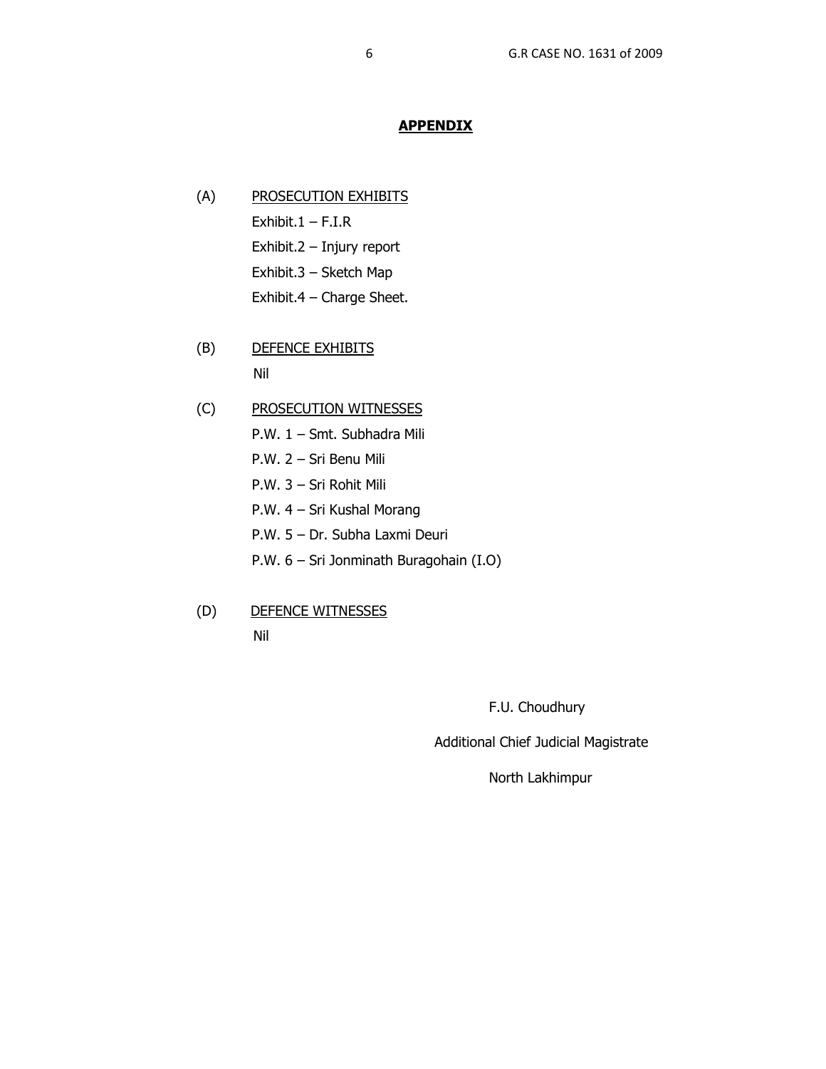## APPENDIX

(A) PROSECUTION EXHIBITS

Exhibit.1 – F.I.R

Exhibit.2 – Injury report

Exhibit.3 – Sketch Map

Exhibit.4 – Charge Sheet.

(B) DEFENCE EXHIBITS

Nil

(C) PROSECUTION WITNESSES

P.W. 1 – Smt. Subhadra Mili

P.W. 2 – Sri Benu Mili

P.W. 3 – Sri Rohit Mili

P.W. 4 – Sri Kushal Morang

P.W. 5 – Dr. Subha Laxmi Deuri

P.W. 6 – Sri Jonminath Buragohain (I.O)

(D) DEFENCE WITNESSES

Nil

F.U. Choudhury

Additional Chief Judicial Magistrate

North Lakhimpur